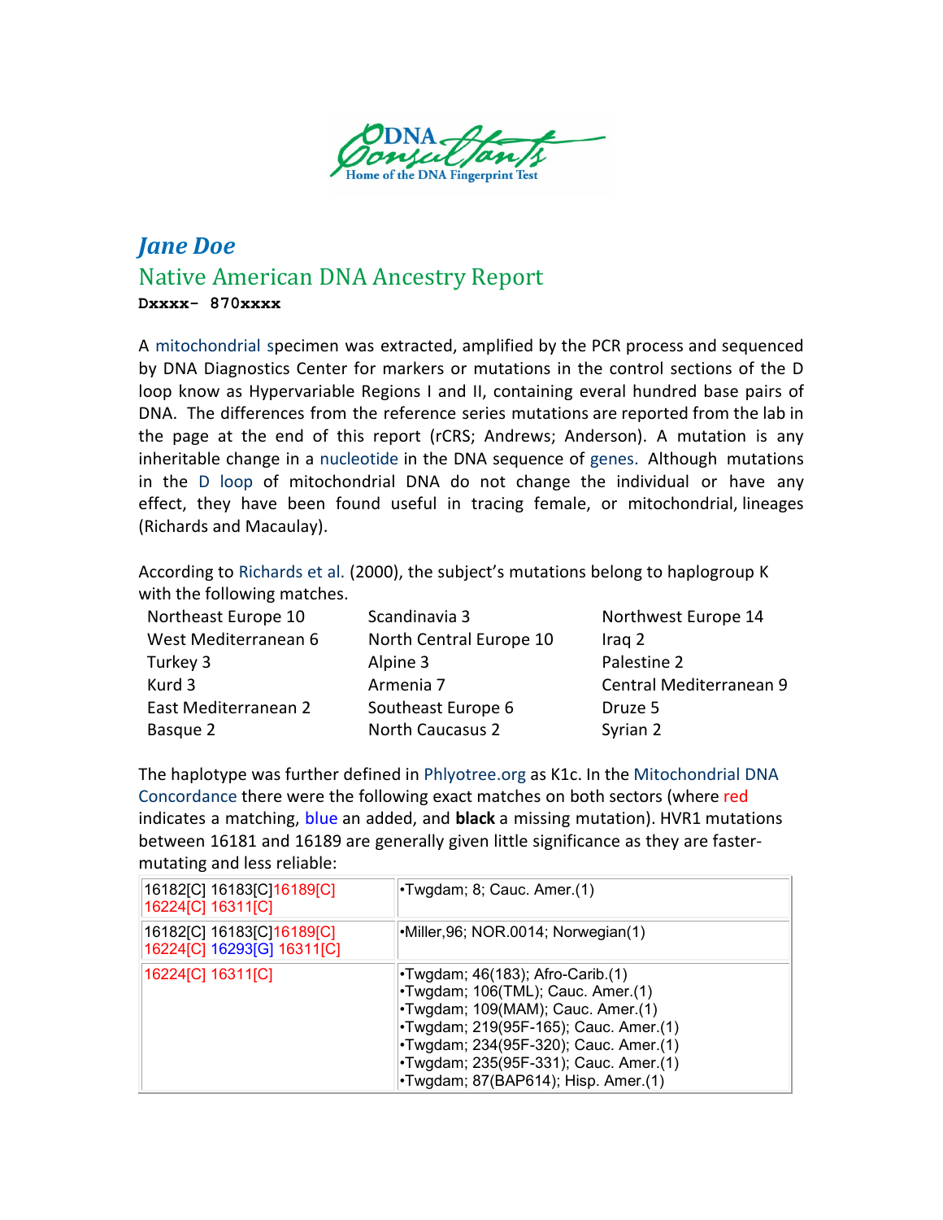DNA Consultants
Home of the DNA Fingerprint Test

# *Jane Doe*

## Native American DNA Ancestry Report

**Dxxxx- 870xxxx**

A mitochondrial specimen was extracted, amplified by the PCR process and sequenced by DNA Diagnostics Center for markers or mutations in the control sections of the D loop know as Hypervariable Regions I and II, containing everal hundred base pairs of DNA. The differences from the reference series mutations are reported from the lab in the page at the end of this report (rCRS; Andrews; Anderson). A mutation is any inheritable change in a nucleotide in the DNA sequence of genes. Although mutations in the D loop of mitochondrial DNA do not change the individual or have any effect, they have been found useful in tracing female, or mitochondrial, lineages (Richards and Macaulay).

According to Richards et al. (2000), the subject's mutations belong to haplogroup K with the following matches.

| | | |
|---|---|---|
| Northeast Europe 10 | Scandinavia 3 | Northwest Europe 14 |
| West Mediterranean 6 | North Central Europe 10 | Iraq 2 |
| Turkey 3 | Alpine 3 | Palestine 2 |
| Kurd 3 | Armenia 7 | Central Mediterranean 9 |
| East Mediterranean 2 | Southeast Europe 6 | Druze 5 |
| Basque 2 | North Caucasus 2 | Syrian 2 |

The haplotype was further defined in Phlyotree.org as K1c. In the Mitochondrial DNA Concordance there were the following exact matches on both sectors (where red indicates a matching, blue an added, and **black** a missing mutation). HVR1 mutations between 16181 and 16189 are generally given little significance as they are faster-mutating and less reliable:

| | |
|---|---|
| 16182[C] 16183[C]16189[C] 16224[C] 16311[C] | •Twgdam; 8; Cauc. Amer.(1) |
| 16182[C] 16183[C]16189[C] 16224[C] 16293[G] 16311[C] | •Miller,96; NOR.0014; Norwegian(1) |
| 16224[C] 16311[C] | •Twgdam; 46(183); Afro-Carib.(1)<br>•Twgdam; 106(TML); Cauc. Amer.(1)<br>•Twgdam; 109(MAM); Cauc. Amer.(1)<br>•Twgdam; 219(95F-165); Cauc. Amer.(1)<br>•Twgdam; 234(95F-320); Cauc. Amer.(1)<br>•Twgdam; 235(95F-331); Cauc. Amer.(1)<br>•Twgdam; 87(BAP614); Hisp. Amer.(1) |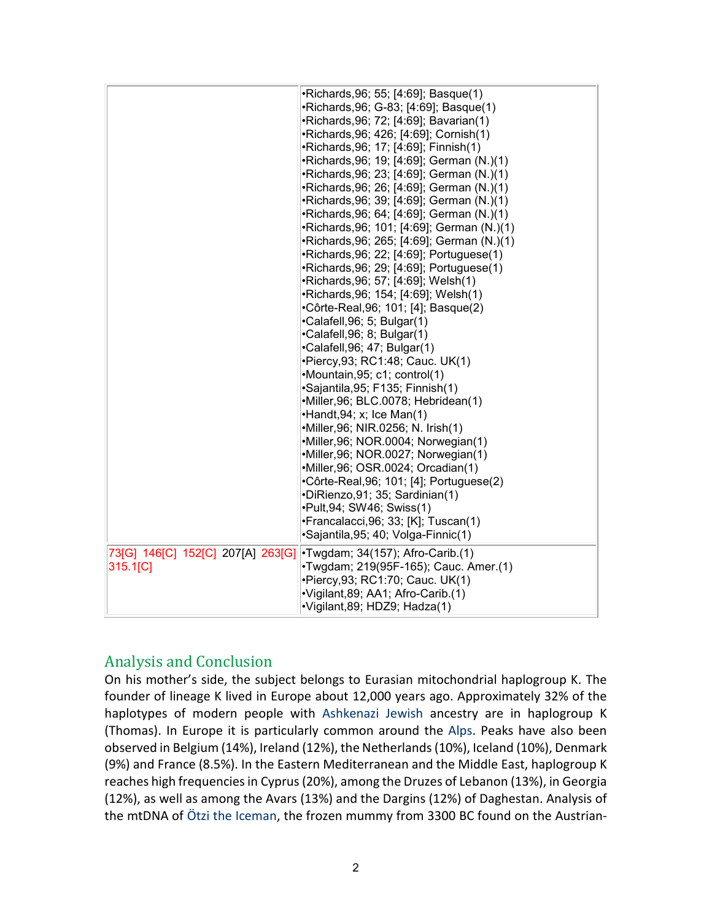|  |  |
|---|---|
|  | •Richards,96; 55; [4:69]; Basque(1)<br>•Richards,96; G-83; [4:69]; Basque(1)<br>•Richards,96; 72; [4:69]; Bavarian(1)<br>•Richards,96; 426; [4:69]; Cornish(1)<br>•Richards,96; 17; [4:69]; Finnish(1)<br>•Richards,96; 19; [4:69]; German (N.)(1)<br>•Richards,96; 23; [4:69]; German (N.)(1)<br>•Richards,96; 26; [4:69]; German (N.)(1)<br>•Richards,96; 39; [4:69]; German (N.)(1)<br>•Richards,96; 64; [4:69]; German (N.)(1)<br>•Richards,96; 101; [4:69]; German (N.)(1)<br>•Richards,96; 265; [4:69]; German (N.)(1)<br>•Richards,96; 22; [4:69]; Portuguese(1)<br>•Richards,96; 29; [4:69]; Portuguese(1)<br>•Richards,96; 57; [4:69]; Welsh(1)<br>•Richards,96; 154; [4:69]; Welsh(1)<br>•Côrte-Real,96; 101; [4]; Basque(2)<br>•Calafell,96; 5; Bulgar(1)<br>•Calafell,96; 8; Bulgar(1)<br>•Calafell,96; 47; Bulgar(1)<br>•Piercy,93; RC1:48; Cauc. UK(1)<br>•Mountain,95; c1; control(1)<br>•Sajantila,95; F135; Finnish(1)<br>•Miller,96; BLC.0078; Hebridean(1)<br>•Handt,94; x; Ice Man(1)<br>•Miller,96; NIR.0256; N. Irish(1)<br>•Miller,96; NOR.0004; Norwegian(1)<br>•Miller,96; NOR.0027; Norwegian(1)<br>•Miller,96; OSR.0024; Orcadian(1)<br>•Côrte-Real,96; 101; [4]; Portuguese(2)<br>•DiRienzo,91; 35; Sardinian(1)<br>•Pult,94; SW46; Swiss(1)<br>•Francalacci,96; 33; [K]; Tuscan(1)<br>•Sajantila,95; 40; Volga-Finnic(1) |
| 73[G] 146[C] 152[C] 207[A] 263[G] 315.1[C] | •Twgdam; 34(157); Afro-Carib.(1)<br>•Twgdam; 219(95F-165); Cauc. Amer.(1)<br>•Piercy,93; RC1:70; Cauc. UK(1)<br>•Vigilant,89; AA1; Afro-Carib.(1)<br>•Vigilant,89; HDZ9; Hadza(1) |

## Analysis and Conclusion

On his mother's side, the subject belongs to Eurasian mitochondrial haplogroup K. The founder of lineage K lived in Europe about 12,000 years ago. Approximately 32% of the haplotypes of modern people with Ashkenazi Jewish ancestry are in haplogroup K (Thomas). In Europe it is particularly common around the Alps. Peaks have also been observed in Belgium (14%), Ireland (12%), the Netherlands (10%), Iceland (10%), Denmark (9%) and France (8.5%). In the Eastern Mediterranean and the Middle East, haplogroup K reaches high frequencies in Cyprus (20%), among the Druzes of Lebanon (13%), in Georgia (12%), as well as among the Avars (13%) and the Dargins (12%) of Daghestan. Analysis of the mtDNA of Ötzi the Iceman, the frozen mummy from 3300 BC found on the Austrian-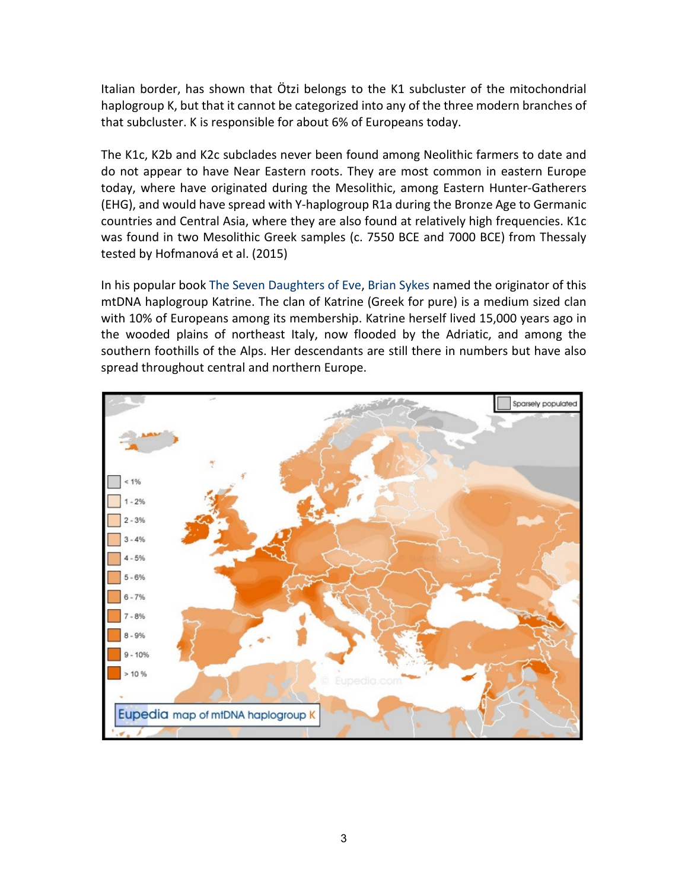Italian border, has shown that Ötzi belongs to the K1 subcluster of the mitochondrial haplogroup K, but that it cannot be categorized into any of the three modern branches of that subcluster. K is responsible for about 6% of Europeans today.

The K1c, K2b and K2c subclades never been found among Neolithic farmers to date and do not appear to have Near Eastern roots. They are most common in eastern Europe today, where have originated during the Mesolithic, among Eastern Hunter-Gatherers (EHG), and would have spread with Y-haplogroup R1a during the Bronze Age to Germanic countries and Central Asia, where they are also found at relatively high frequencies. K1c was found in two Mesolithic Greek samples (c. 7550 BCE and 7000 BCE) from Thessaly tested by Hofmanová et al. (2015)

In his popular book The Seven Daughters of Eve, Brian Sykes named the originator of this mtDNA haplogroup Katrine. The clan of Katrine (Greek for pure) is a medium sized clan with 10% of Europeans among its membership. Katrine herself lived 15,000 years ago in the wooded plains of northeast Italy, now flooded by the Adriatic, and among the southern foothills of the Alps. Her descendants are still there in numbers but have also spread throughout central and northern Europe.

Eupedia map of mtDNA haplogroup K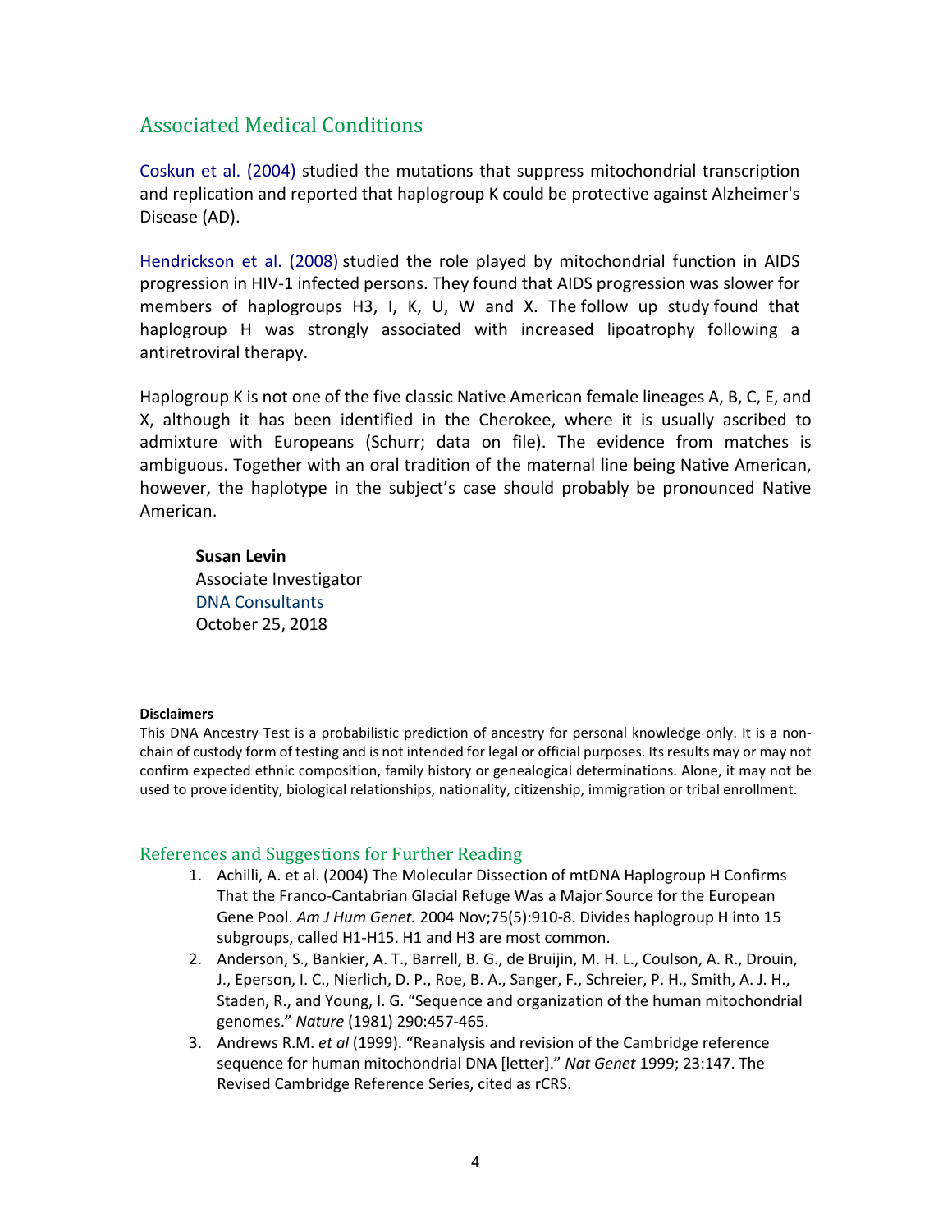## Associated Medical Conditions

Coskun et al. (2004) studied the mutations that suppress mitochondrial transcription and replication and reported that haplogroup K could be protective against Alzheimer's Disease (AD).

Hendrickson et al. (2008) studied the role played by mitochondrial function in AIDS progression in HIV-1 infected persons. They found that AIDS progression was slower for members of haplogroups H3, I, K, U, W and X. The follow up study found that haplogroup H was strongly associated with increased lipoatrophy following a antiretroviral therapy.

Haplogroup K is not one of the five classic Native American female lineages A, B, C, E, and X, although it has been identified in the Cherokee, where it is usually ascribed to admixture with Europeans (Schurr; data on file). The evidence from matches is ambiguous. Together with an oral tradition of the maternal line being Native American, however, the haplotype in the subject's case should probably be pronounced Native American.

**Susan Levin**
Associate Investigator
DNA Consultants
October 25, 2018

**Disclaimers**

This DNA Ancestry Test is a probabilistic prediction of ancestry for personal knowledge only. It is a non-chain of custody form of testing and is not intended for legal or official purposes. Its results may or may not confirm expected ethnic composition, family history or genealogical determinations. Alone, it may not be used to prove identity, biological relationships, nationality, citizenship, immigration or tribal enrollment.

### References and Suggestions for Further Reading

1. Achilli, A. et al. (2004) The Molecular Dissection of mtDNA Haplogroup H Confirms That the Franco-Cantabrian Glacial Refuge Was a Major Source for the European Gene Pool. *Am J Hum Genet.* 2004 Nov;75(5):910-8. Divides haplogroup H into 15 subgroups, called H1-H15. H1 and H3 are most common.
2. Anderson, S., Bankier, A. T., Barrell, B. G., de Bruijin, M. H. L., Coulson, A. R., Drouin, J., Eperson, I. C., Nierlich, D. P., Roe, B. A., Sanger, F., Schreier, P. H., Smith, A. J. H., Staden, R., and Young, I. G. "Sequence and organization of the human mitochondrial genomes." *Nature* (1981) 290:457-465.
3. Andrews R.M. *et al* (1999). "Reanalysis and revision of the Cambridge reference sequence for human mitochondrial DNA [letter]." *Nat Genet* 1999; 23:147. The Revised Cambridge Reference Series, cited as rCRS.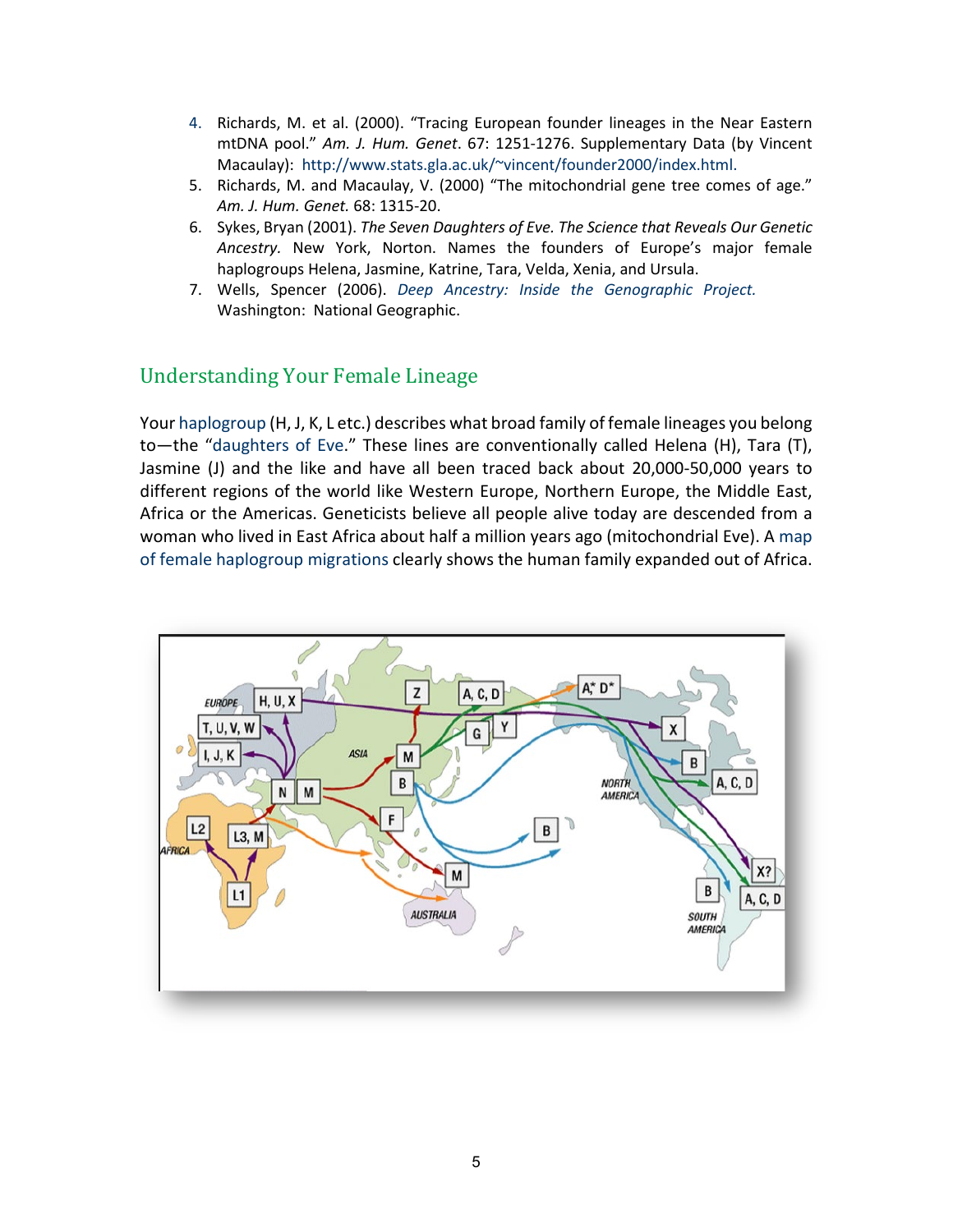4. Richards, M. et al. (2000). "Tracing European founder lineages in the Near Eastern mtDNA pool." *Am. J. Hum. Genet*. 67: 1251-1276. Supplementary Data (by Vincent Macaulay): http://www.stats.gla.ac.uk/~vincent/founder2000/index.html.
5. Richards, M. and Macaulay, V. (2000) "The mitochondrial gene tree comes of age." *Am. J. Hum. Genet.* 68: 1315-20.
6. Sykes, Bryan (2001). *The Seven Daughters of Eve. The Science that Reveals Our Genetic Ancestry.* New York, Norton. Names the founders of Europe's major female haplogroups Helena, Jasmine, Katrine, Tara, Velda, Xenia, and Ursula.
7. Wells, Spencer (2006). *Deep Ancestry: Inside the Genographic Project.* Washington: National Geographic.

## Understanding Your Female Lineage

Your haplogroup (H, J, K, L etc.) describes what broad family of female lineages you belong to—the "daughters of Eve." These lines are conventionally called Helena (H), Tara (T), Jasmine (J) and the like and have all been traced back about 20,000-50,000 years to different regions of the world like Western Europe, Northern Europe, the Middle East, Africa or the Americas. Geneticists believe all people alive today are descended from a woman who lived in East Africa about half a million years ago (mitochondrial Eve). A map of female haplogroup migrations clearly shows the human family expanded out of Africa.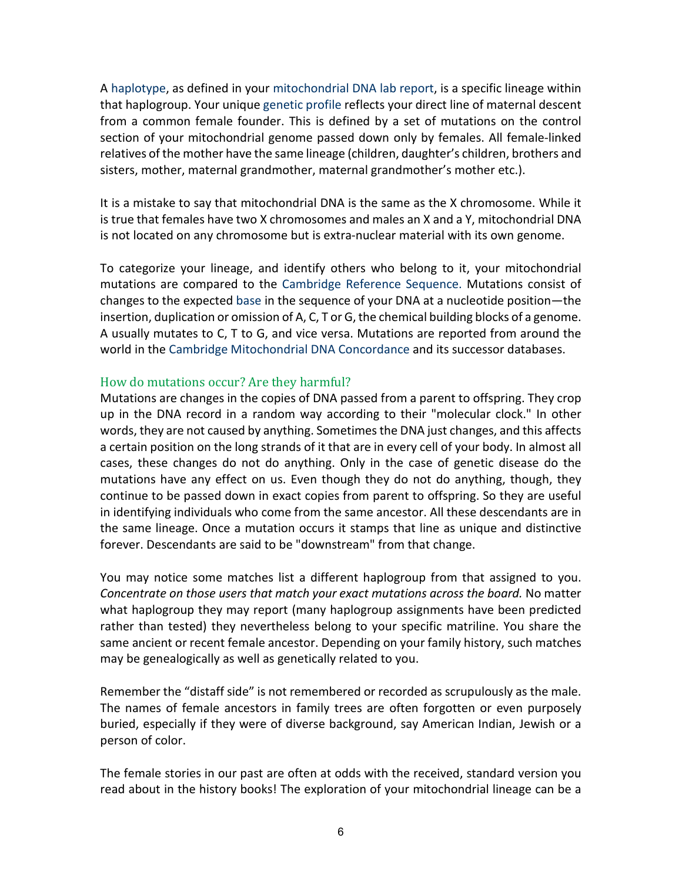A haplotype, as defined in your mitochondrial DNA lab report, is a specific lineage within that haplogroup. Your unique genetic profile reflects your direct line of maternal descent from a common female founder. This is defined by a set of mutations on the control section of your mitochondrial genome passed down only by females. All female-linked relatives of the mother have the same lineage (children, daughter's children, brothers and sisters, mother, maternal grandmother, maternal grandmother's mother etc.).

It is a mistake to say that mitochondrial DNA is the same as the X chromosome. While it is true that females have two X chromosomes and males an X and a Y, mitochondrial DNA is not located on any chromosome but is extra-nuclear material with its own genome.

To categorize your lineage, and identify others who belong to it, your mitochondrial mutations are compared to the Cambridge Reference Sequence. Mutations consist of changes to the expected base in the sequence of your DNA at a nucleotide position—the insertion, duplication or omission of A, C, T or G, the chemical building blocks of a genome. A usually mutates to C, T to G, and vice versa. Mutations are reported from around the world in the Cambridge Mitochondrial DNA Concordance and its successor databases.

### How do mutations occur? Are they harmful?

Mutations are changes in the copies of DNA passed from a parent to offspring. They crop up in the DNA record in a random way according to their "molecular clock." In other words, they are not caused by anything. Sometimes the DNA just changes, and this affects a certain position on the long strands of it that are in every cell of your body. In almost all cases, these changes do not do anything. Only in the case of genetic disease do the mutations have any effect on us. Even though they do not do anything, though, they continue to be passed down in exact copies from parent to offspring. So they are useful in identifying individuals who come from the same ancestor. All these descendants are in the same lineage. Once a mutation occurs it stamps that line as unique and distinctive forever. Descendants are said to be "downstream" from that change.

You may notice some matches list a different haplogroup from that assigned to you. *Concentrate on those users that match your exact mutations across the board.* No matter what haplogroup they may report (many haplogroup assignments have been predicted rather than tested) they nevertheless belong to your specific matriline. You share the same ancient or recent female ancestor. Depending on your family history, such matches may be genealogically as well as genetically related to you.

Remember the "distaff side" is not remembered or recorded as scrupulously as the male. The names of female ancestors in family trees are often forgotten or even purposely buried, especially if they were of diverse background, say American Indian, Jewish or a person of color.

The female stories in our past are often at odds with the received, standard version you read about in the history books! The exploration of your mitochondrial lineage can be a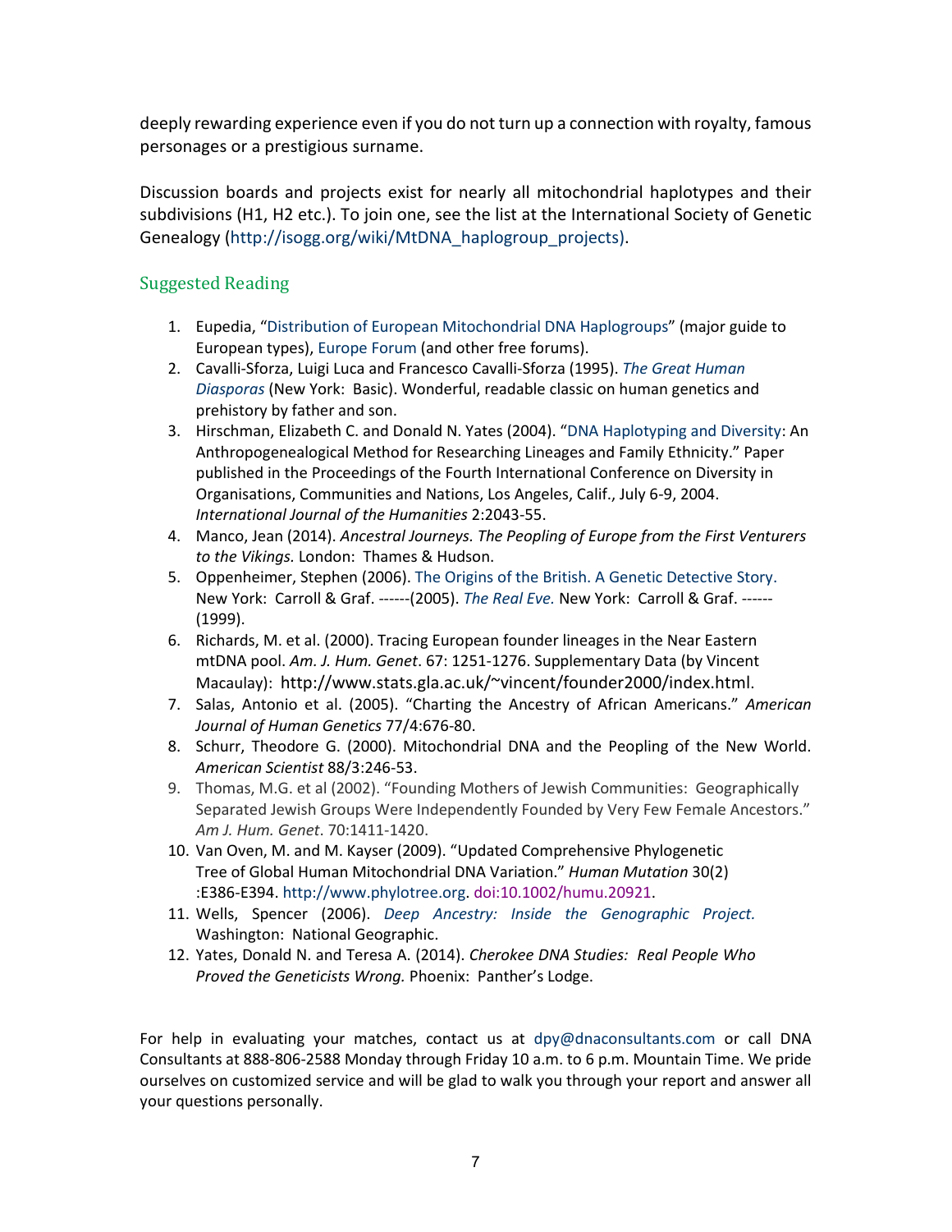deeply rewarding experience even if you do not turn up a connection with royalty, famous personages or a prestigious surname.

Discussion boards and projects exist for nearly all mitochondrial haplotypes and their subdivisions (H1, H2 etc.). To join one, see the list at the International Society of Genetic Genealogy (http://isogg.org/wiki/MtDNA_haplogroup_projects).

## Suggested Reading

1. Eupedia, "Distribution of European Mitochondrial DNA Haplogroups" (major guide to European types), Europe Forum (and other free forums).
2. Cavalli-Sforza, Luigi Luca and Francesco Cavalli-Sforza (1995). *The Great Human Diasporas* (New York: Basic). Wonderful, readable classic on human genetics and prehistory by father and son.
3. Hirschman, Elizabeth C. and Donald N. Yates (2004). "DNA Haplotyping and Diversity: An Anthropogenealogical Method for Researching Lineages and Family Ethnicity." Paper published in the Proceedings of the Fourth International Conference on Diversity in Organisations, Communities and Nations, Los Angeles, Calif., July 6-9, 2004. *International Journal of the Humanities* 2:2043-55.
4. Manco, Jean (2014). *Ancestral Journeys. The Peopling of Europe from the First Venturers to the Vikings.* London: Thames & Hudson.
5. Oppenheimer, Stephen (2006). The Origins of the British. A Genetic Detective Story. New York: Carroll & Graf. ------(2005). *The Real Eve.* New York: Carroll & Graf. ------(1999).
6. Richards, M. et al. (2000). Tracing European founder lineages in the Near Eastern mtDNA pool. *Am. J. Hum. Genet*. 67: 1251-1276. Supplementary Data (by Vincent Macaulay): http://www.stats.gla.ac.uk/~vincent/founder2000/index.html.
7. Salas, Antonio et al. (2005). "Charting the Ancestry of African Americans." *American Journal of Human Genetics* 77/4:676-80.
8. Schurr, Theodore G. (2000). Mitochondrial DNA and the Peopling of the New World. *American Scientist* 88/3:246-53.
9. Thomas, M.G. et al (2002). "Founding Mothers of Jewish Communities: Geographically Separated Jewish Groups Were Independently Founded by Very Few Female Ancestors." *Am J. Hum. Genet*. 70:1411-1420.
10. Van Oven, M. and M. Kayser (2009). "Updated Comprehensive Phylogenetic Tree of Global Human Mitochondrial DNA Variation." *Human Mutation* 30(2) :E386-E394. http://www.phylotree.org. doi:10.1002/humu.20921.
11. Wells, Spencer (2006). *Deep Ancestry: Inside the Genographic Project.* Washington: National Geographic.
12. Yates, Donald N. and Teresa A. (2014). *Cherokee DNA Studies: Real People Who Proved the Geneticists Wrong.* Phoenix: Panther's Lodge.

For help in evaluating your matches, contact us at dpy@dnaconsultants.com or call DNA Consultants at 888-806-2588 Monday through Friday 10 a.m. to 6 p.m. Mountain Time. We pride ourselves on customized service and will be glad to walk you through your report and answer all your questions personally.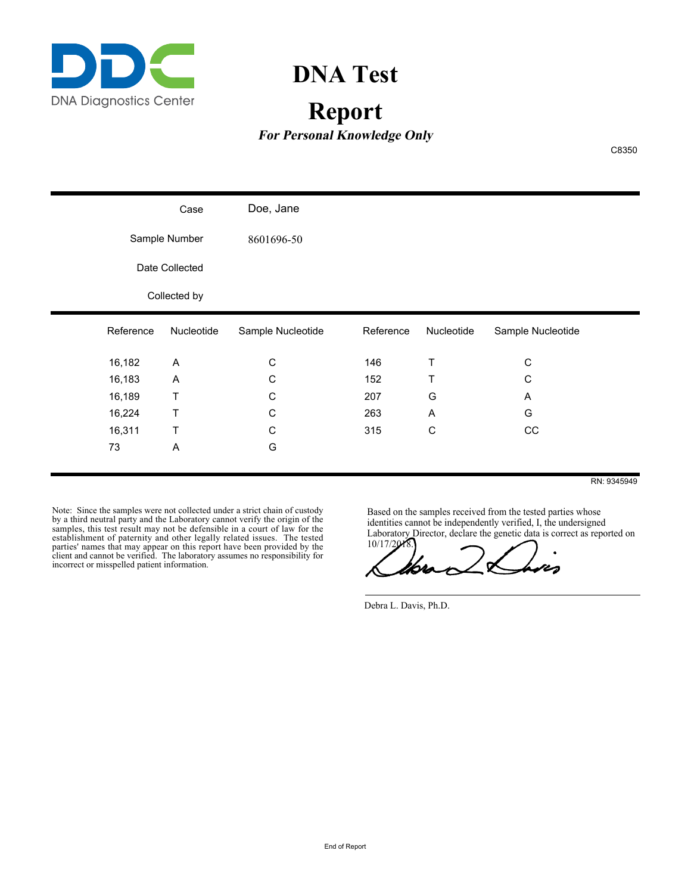DDC
DNA Diagnostics Center

# DNA Test

# Report

***For Personal Knowledge Only***

C8350

| | |
|---|---|
| Case | Doe, Jane |
| Sample Number | 8601696-50 |
| Date Collected | |
| Collected by | |

| Reference | Nucleotide | Sample Nucleotide | Reference | Nucleotide | Sample Nucleotide |
|---|---|---|---|---|---|
| 16,182 | A | C | 146 | T | C |
| 16,183 | A | C | 152 | T | C |
| 16,189 | T | C | 207 | G | A |
| 16,224 | T | C | 263 | A | G |
| 16,311 | T | C | 315 | C | CC |
| 73 | A | G | | | |

RN: 9345949

Note: Since the samples were not collected under a strict chain of custody by a third neutral party and the Laboratory cannot verify the origin of the samples, this test result may not be defensible in a court of law for the establishment of paternity and other legally related issues. The tested parties' names that may appear on this report have been provided by the client and cannot be verified. The laboratory assumes no responsibility for incorrect or misspelled patient information.

Based on the samples received from the tested parties whose identities cannot be independently verified, I, the undersigned Laboratory Director, declare the genetic data is correct as reported on 10/17/2018.

Debra L. Davis, Ph.D.

End of Report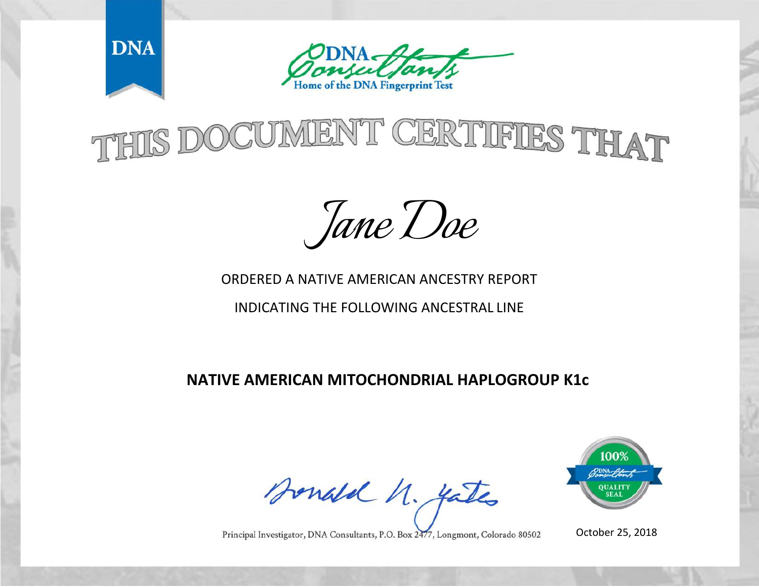DNA

DNA Consultants

Home of the DNA Fingerprint Test

# THIS DOCUMENT CERTIFIES THAT

*Jane Doe*

ORDERED A NATIVE AMERICAN ANCESTRY REPORT

INDICATING THE FOLLOWING ANCESTRAL LINE

**NATIVE AMERICAN MITOCHONDRIAL HAPLOGROUP K1c**

Donald N. Yates

Principal Investigator, DNA Consultants, P.O. Box 2477, Longmont, Colorado 80502

100% DNA Consultants QUALITY SEAL

October 25, 2018